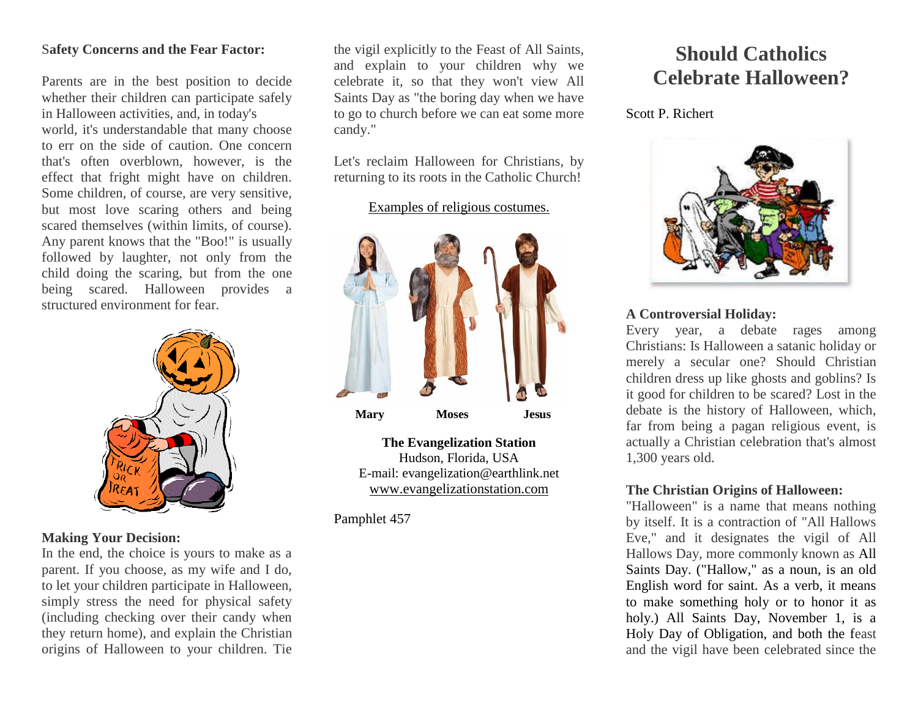### Safety Concerns and the Fear Factor:

Parents are in the best position to decide whether their children can participate safely in Halloween activities, and, in today's world, it's understandable that many choose to err on the side of caution. One concern that's often overblown, however, is the effect that fright might have on children. Some children, of course, are very sensitive, but most love scaring others and being scared themselves (within limits, of course). Any parent knows that the "Boo!" is usually followed by laughter, not only from the child doing the scaring, but from the one being scared. Halloween provides a structured environment for fear.

### Making Your Decision:

In the end, the choice is yours to make as a parent. If you choose, as my wife and I do, to let your children participate in Halloween, simply stress the need for physical safety (including checking over their candy when they return home), and explain the Christian origins of Halloween to your children. Tie the vigil explicitly to the Feast of All Saints, and explain to your children why we celebrate it, so that they won't view All Saints Day as "the boring day when we have to go to church before we can eat some more candy."

Let's reclaim Halloween for Christians, by returning to its roots in the Catholic Church!

Examples of religious costumes.

**Mary** **Moses** **Jesus**

**The Evangelization Station**
Hudson, Florida, USA
E-mail: evangelization@earthlink.net
www.evangelizationstation.com

Pamphlet 457

# Should Catholics Celebrate Halloween?

Scott P. Richert

### A Controversial Holiday:

Every year, a debate rages among Christians: Is Halloween a satanic holiday or merely a secular one? Should Christian children dress up like ghosts and goblins? Is it good for children to be scared? Lost in the debate is the history of Halloween, which, far from being a pagan religious event, is actually a Christian celebration that's almost 1,300 years old.

### The Christian Origins of Halloween:

"Halloween" is a name that means nothing by itself. It is a contraction of "All Hallows Eve," and it designates the vigil of All Hallows Day, more commonly known as All Saints Day. ("Hallow," as a noun, is an old English word for saint. As a verb, it means to make something holy or to honor it as holy.) All Saints Day, November 1, is a Holy Day of Obligation, and both the feast and the vigil have been celebrated since the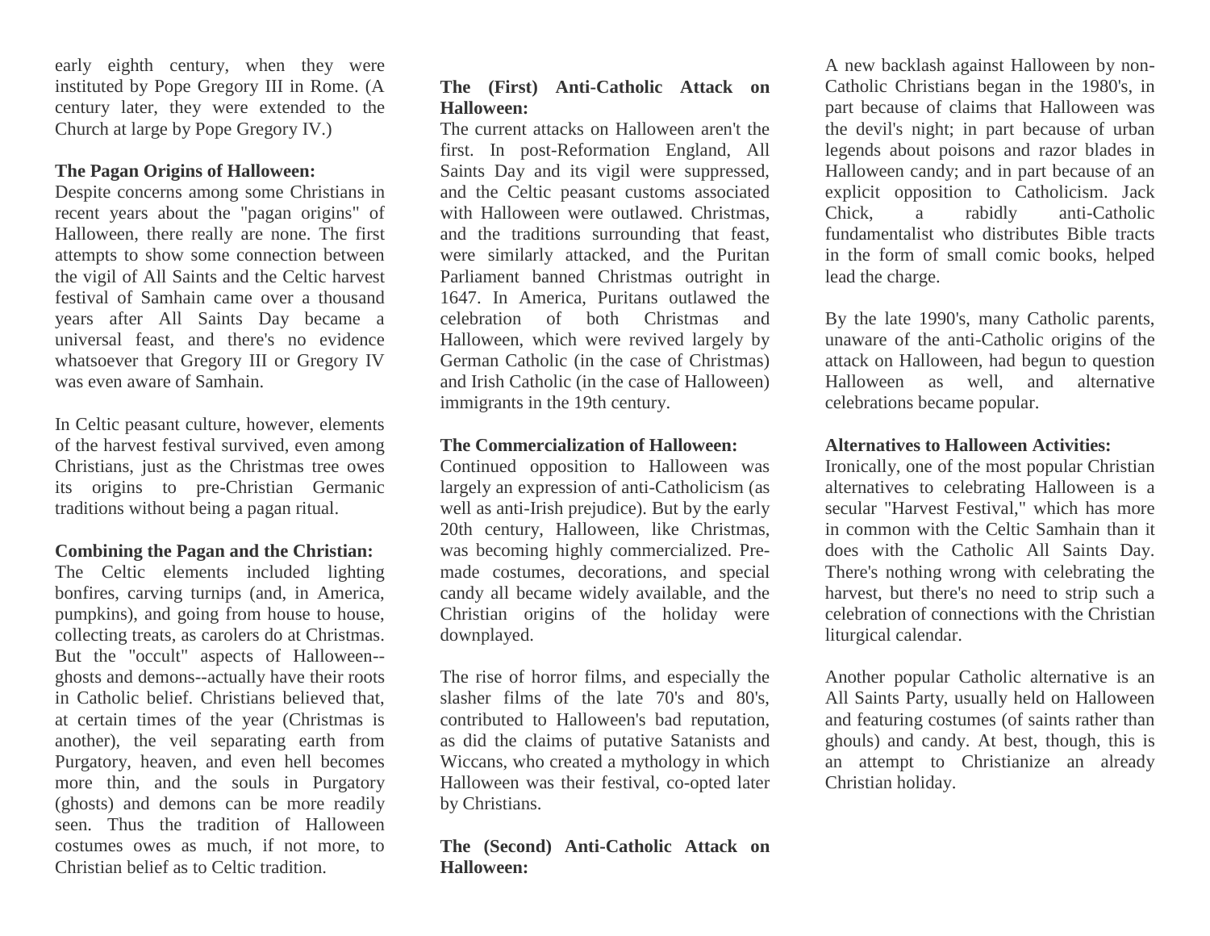early eighth century, when they were instituted by Pope Gregory III in Rome. (A century later, they were extended to the Church at large by Pope Gregory IV.)

**The Pagan Origins of Halloween:**

Despite concerns among some Christians in recent years about the "pagan origins" of Halloween, there really are none. The first attempts to show some connection between the vigil of All Saints and the Celtic harvest festival of Samhain came over a thousand years after All Saints Day became a universal feast, and there's no evidence whatsoever that Gregory III or Gregory IV was even aware of Samhain.

In Celtic peasant culture, however, elements of the harvest festival survived, even among Christians, just as the Christmas tree owes its origins to pre-Christian Germanic traditions without being a pagan ritual.

**Combining the Pagan and the Christian:**

The Celtic elements included lighting bonfires, carving turnips (and, in America, pumpkins), and going from house to house, collecting treats, as carolers do at Christmas. But the "occult" aspects of Halloween--ghosts and demons--actually have their roots in Catholic belief. Christians believed that, at certain times of the year (Christmas is another), the veil separating earth from Purgatory, heaven, and even hell becomes more thin, and the souls in Purgatory (ghosts) and demons can be more readily seen. Thus the tradition of Halloween costumes owes as much, if not more, to Christian belief as to Celtic tradition.

**The (First) Anti-Catholic Attack on Halloween:**

The current attacks on Halloween aren't the first. In post-Reformation England, All Saints Day and its vigil were suppressed, and the Celtic peasant customs associated with Halloween were outlawed. Christmas, and the traditions surrounding that feast, were similarly attacked, and the Puritan Parliament banned Christmas outright in 1647. In America, Puritans outlawed the celebration of both Christmas and Halloween, which were revived largely by German Catholic (in the case of Christmas) and Irish Catholic (in the case of Halloween) immigrants in the 19th century.

**The Commercialization of Halloween:**

Continued opposition to Halloween was largely an expression of anti-Catholicism (as well as anti-Irish prejudice). But by the early 20th century, Halloween, like Christmas, was becoming highly commercialized. Pre-made costumes, decorations, and special candy all became widely available, and the Christian origins of the holiday were downplayed.

The rise of horror films, and especially the slasher films of the late 70's and 80's, contributed to Halloween's bad reputation, as did the claims of putative Satanists and Wiccans, who created a mythology in which Halloween was their festival, co-opted later by Christians.

**The (Second) Anti-Catholic Attack on Halloween:**

A new backlash against Halloween by non-Catholic Christians began in the 1980's, in part because of claims that Halloween was the devil's night; in part because of urban legends about poisons and razor blades in Halloween candy; and in part because of an explicit opposition to Catholicism. Jack Chick, a rabidly anti-Catholic fundamentalist who distributes Bible tracts in the form of small comic books, helped lead the charge.

By the late 1990's, many Catholic parents, unaware of the anti-Catholic origins of the attack on Halloween, had begun to question Halloween as well, and alternative celebrations became popular.

**Alternatives to Halloween Activities:**

Ironically, one of the most popular Christian alternatives to celebrating Halloween is a secular "Harvest Festival," which has more in common with the Celtic Samhain than it does with the Catholic All Saints Day. There's nothing wrong with celebrating the harvest, but there's no need to strip such a celebration of connections with the Christian liturgical calendar.

Another popular Catholic alternative is an All Saints Party, usually held on Halloween and featuring costumes (of saints rather than ghouls) and candy. At best, though, this is an attempt to Christianize an already Christian holiday.